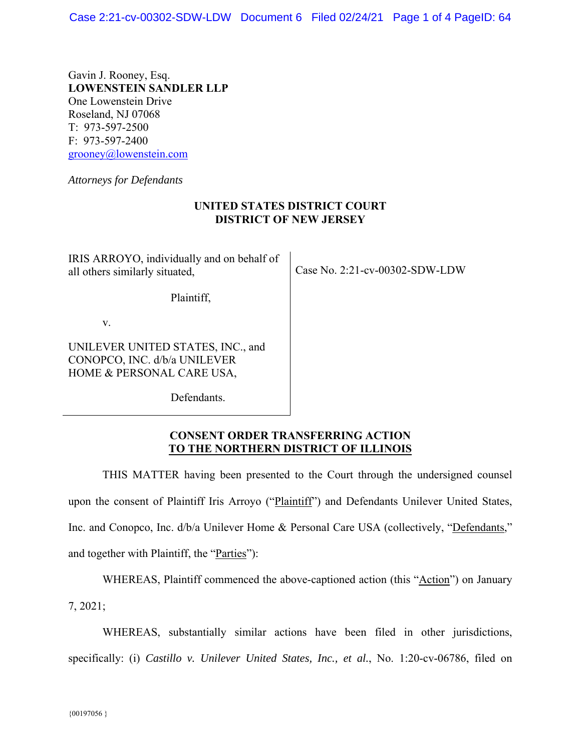Gavin J. Rooney, Esq.
**LOWENSTEIN SANDLER LLP**
One Lowenstein Drive
Roseland, NJ 07068
T: 973-597-2500
F: 973-597-2400
grooney@lowenstein.com

*Attorneys for Defendants*

**UNITED STATES DISTRICT COURT**
**DISTRICT OF NEW JERSEY**

IRIS ARROYO, individually and on behalf of all others similarly situated,

Plaintiff,

v.

UNILEVER UNITED STATES, INC., and CONOPCO, INC. d/b/a UNILEVER HOME & PERSONAL CARE USA,

Defendants.

Case No. 2:21-cv-00302-SDW-LDW

**CONSENT ORDER TRANSFERRING ACTION TO THE NORTHERN DISTRICT OF ILLINOIS**

THIS MATTER having been presented to the Court through the undersigned counsel upon the consent of Plaintiff Iris Arroyo ("Plaintiff") and Defendants Unilever United States, Inc. and Conopco, Inc. d/b/a Unilever Home & Personal Care USA (collectively, "Defendants," and together with Plaintiff, the "Parties"):

WHEREAS, Plaintiff commenced the above-captioned action (this "Action") on January 7, 2021;

WHEREAS, substantially similar actions have been filed in other jurisdictions, specifically: (i) *Castillo v. Unilever United States, Inc., et al.*, No. 1:20-cv-06786, filed on

{00197056 }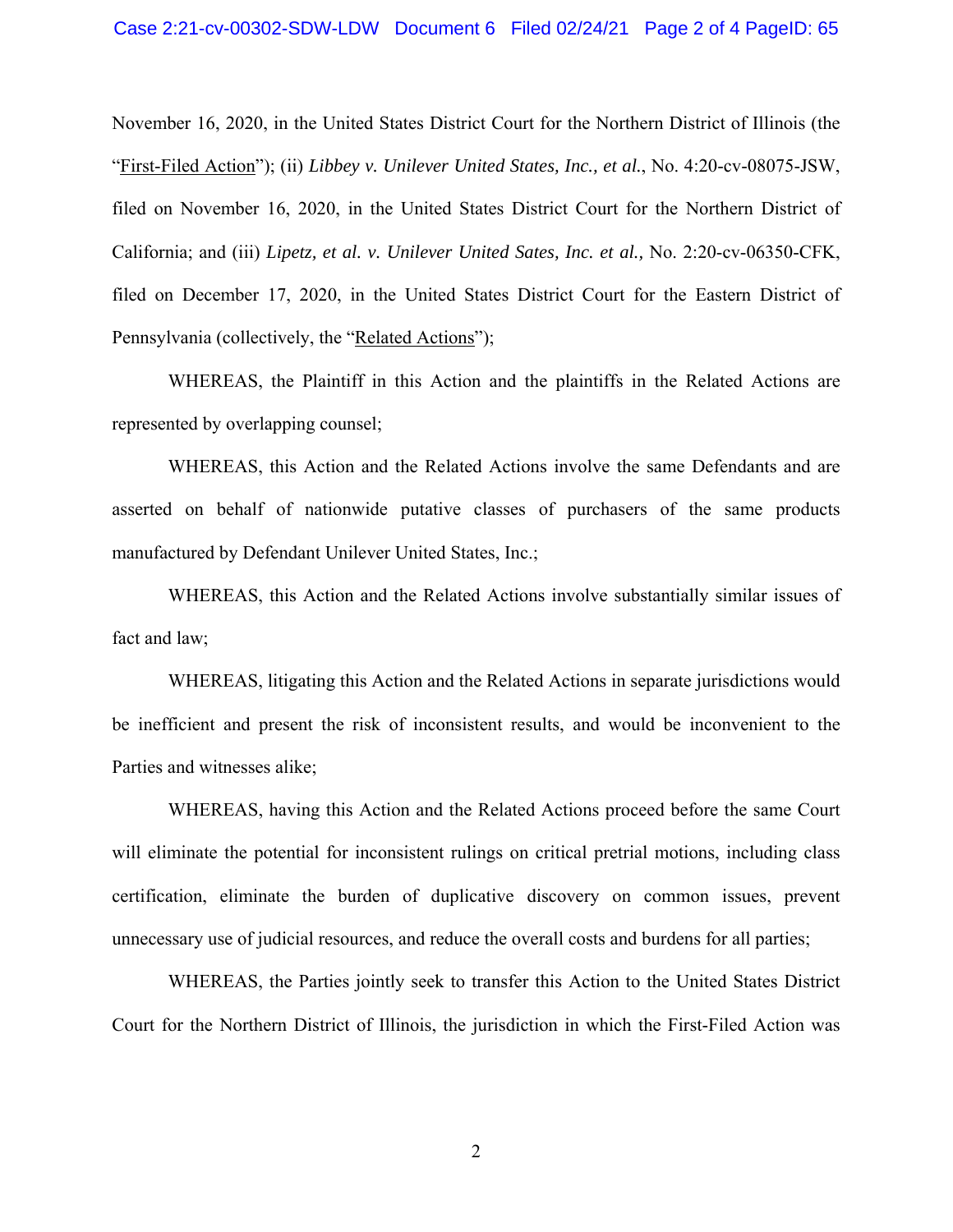November 16, 2020, in the United States District Court for the Northern District of Illinois (the "First-Filed Action"); (ii) *Libbey v. Unilever United States, Inc., et al.*, No. 4:20-cv-08075-JSW, filed on November 16, 2020, in the United States District Court for the Northern District of California; and (iii) *Lipetz, et al. v. Unilever United Sates, Inc. et al.,* No. 2:20-cv-06350-CFK, filed on December 17, 2020, in the United States District Court for the Eastern District of Pennsylvania (collectively, the "Related Actions");

WHEREAS, the Plaintiff in this Action and the plaintiffs in the Related Actions are represented by overlapping counsel;

WHEREAS, this Action and the Related Actions involve the same Defendants and are asserted on behalf of nationwide putative classes of purchasers of the same products manufactured by Defendant Unilever United States, Inc.;

WHEREAS, this Action and the Related Actions involve substantially similar issues of fact and law;

WHEREAS, litigating this Action and the Related Actions in separate jurisdictions would be inefficient and present the risk of inconsistent results, and would be inconvenient to the Parties and witnesses alike;

WHEREAS, having this Action and the Related Actions proceed before the same Court will eliminate the potential for inconsistent rulings on critical pretrial motions, including class certification, eliminate the burden of duplicative discovery on common issues, prevent unnecessary use of judicial resources, and reduce the overall costs and burdens for all parties;

WHEREAS, the Parties jointly seek to transfer this Action to the United States District Court for the Northern District of Illinois, the jurisdiction in which the First-Filed Action was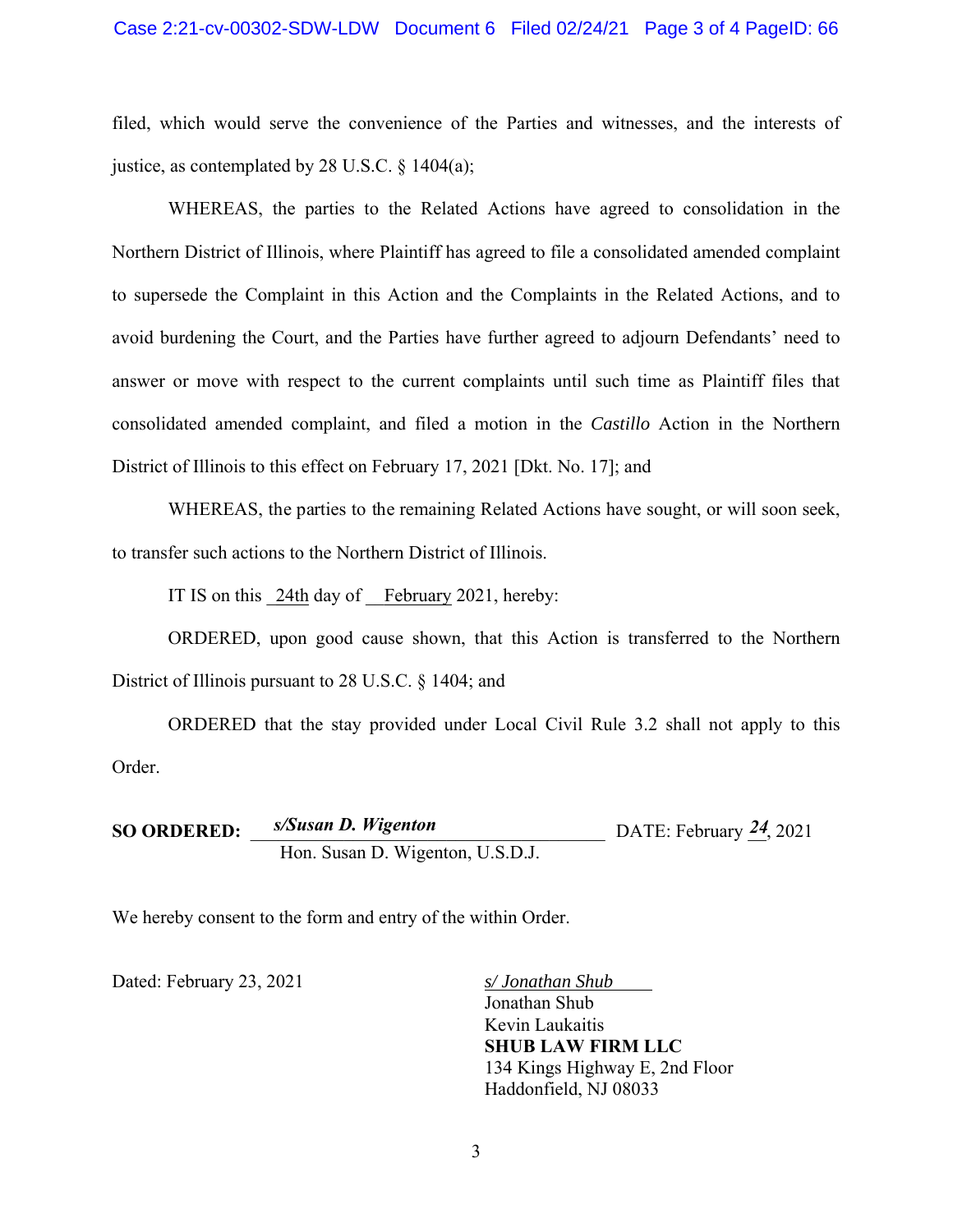filed, which would serve the convenience of the Parties and witnesses, and the interests of justice, as contemplated by 28 U.S.C. § 1404(a);

WHEREAS, the parties to the Related Actions have agreed to consolidation in the Northern District of Illinois, where Plaintiff has agreed to file a consolidated amended complaint to supersede the Complaint in this Action and the Complaints in the Related Actions, and to avoid burdening the Court, and the Parties have further agreed to adjourn Defendants' need to answer or move with respect to the current complaints until such time as Plaintiff files that consolidated amended complaint, and filed a motion in the *Castillo* Action in the Northern District of Illinois to this effect on February 17, 2021 [Dkt. No. 17]; and

WHEREAS, the parties to the remaining Related Actions have sought, or will soon seek, to transfer such actions to the Northern District of Illinois.

IT IS on this 24th day of February 2021, hereby:

ORDERED, upon good cause shown, that this Action is transferred to the Northern District of Illinois pursuant to 28 U.S.C. § 1404; and

ORDERED that the stay provided under Local Civil Rule 3.2 shall not apply to this Order.

**SO ORDERED:** *s/Susan D. Wigenton* DATE: February *24*, 2021
Hon. Susan D. Wigenton, U.S.D.J.

We hereby consent to the form and entry of the within Order.

Dated: February 23, 2021

*s/ Jonathan Shub*
Jonathan Shub
Kevin Laukaitis
**SHUB LAW FIRM LLC**
134 Kings Highway E, 2nd Floor
Haddonfield, NJ 08033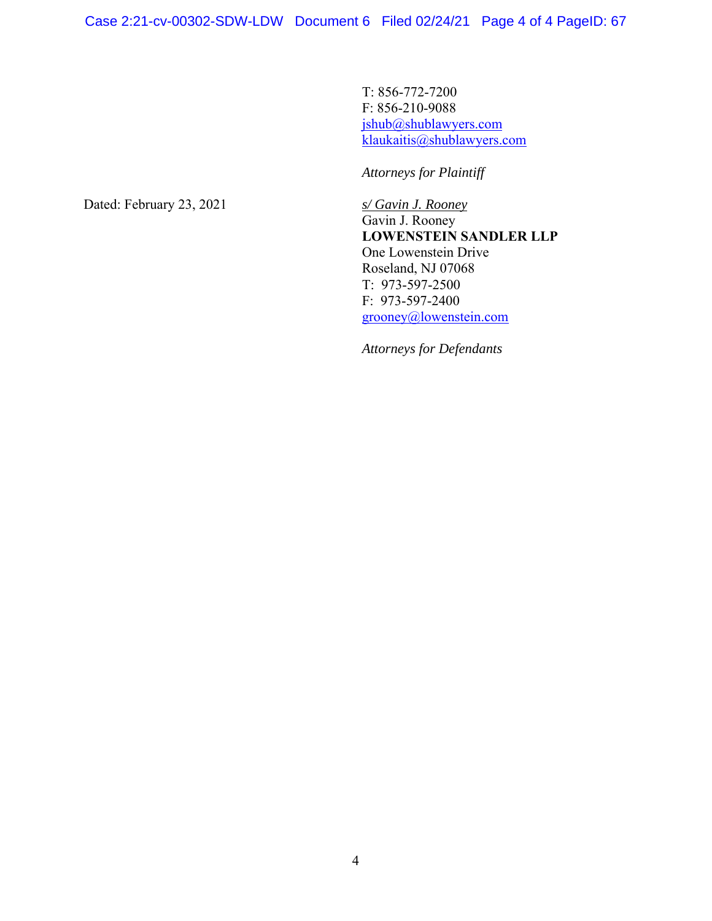T: 856-772-7200
F: 856-210-9088
jshub@shublawyers.com
klaukaitis@shublawyers.com

*Attorneys for Plaintiff*

Dated: February 23, 2021

*s/ Gavin J. Rooney*
Gavin J. Rooney
**LOWENSTEIN SANDLER LLP**
One Lowenstein Drive
Roseland, NJ 07068
T: 973-597-2500
F: 973-597-2400
grooney@lowenstein.com

*Attorneys for Defendants*